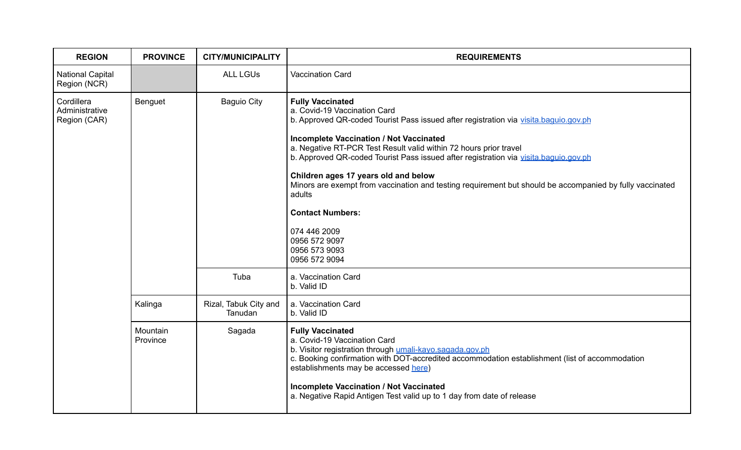| REGION | PROVINCE | CITY/MUNICIPALITY | REQUIREMENTS |
|---|---|---|---|
| National Capital Region (NCR) | | ALL LGUs | Vaccination Card |
| Cordillera Administrative Region (CAR) | Benguet | Baguio City | **Fully Vaccinated**<br>a. Covid-19 Vaccination Card<br>b. Approved QR-coded Tourist Pass issued after registration via visita.baguio.gov.ph<br><br>**Incomplete Vaccination / Not Vaccinated**<br>a. Negative RT-PCR Test Result valid within 72 hours prior travel<br>b. Approved QR-coded Tourist Pass issued after registration via visita.baguio.gov.ph<br><br>**Children ages 17 years old and below**<br>Minors are exempt from vaccination and testing requirement but should be accompanied by fully vaccinated adults<br><br>**Contact Numbers:**<br><br>074 446 2009<br>0956 572 9097<br>0956 573 9093<br>0956 572 9094 |
| | | Tuba | a. Vaccination Card<br>b. Valid ID |
| | Kalinga | Rizal, Tabuk City and Tanudan | a. Vaccination Card<br>b. Valid ID |
| | Mountain Province | Sagada | **Fully Vaccinated**<br>a. Covid-19 Vaccination Card<br>b. Visitor registration through umali-kayo.sagada.gov.ph<br>c. Booking confirmation with DOT-accredited accommodation establishment (list of accommodation establishments may be accessed here)<br><br>**Incomplete Vaccination / Not Vaccinated**<br>a. Negative Rapid Antigen Test valid up to 1 day from date of release |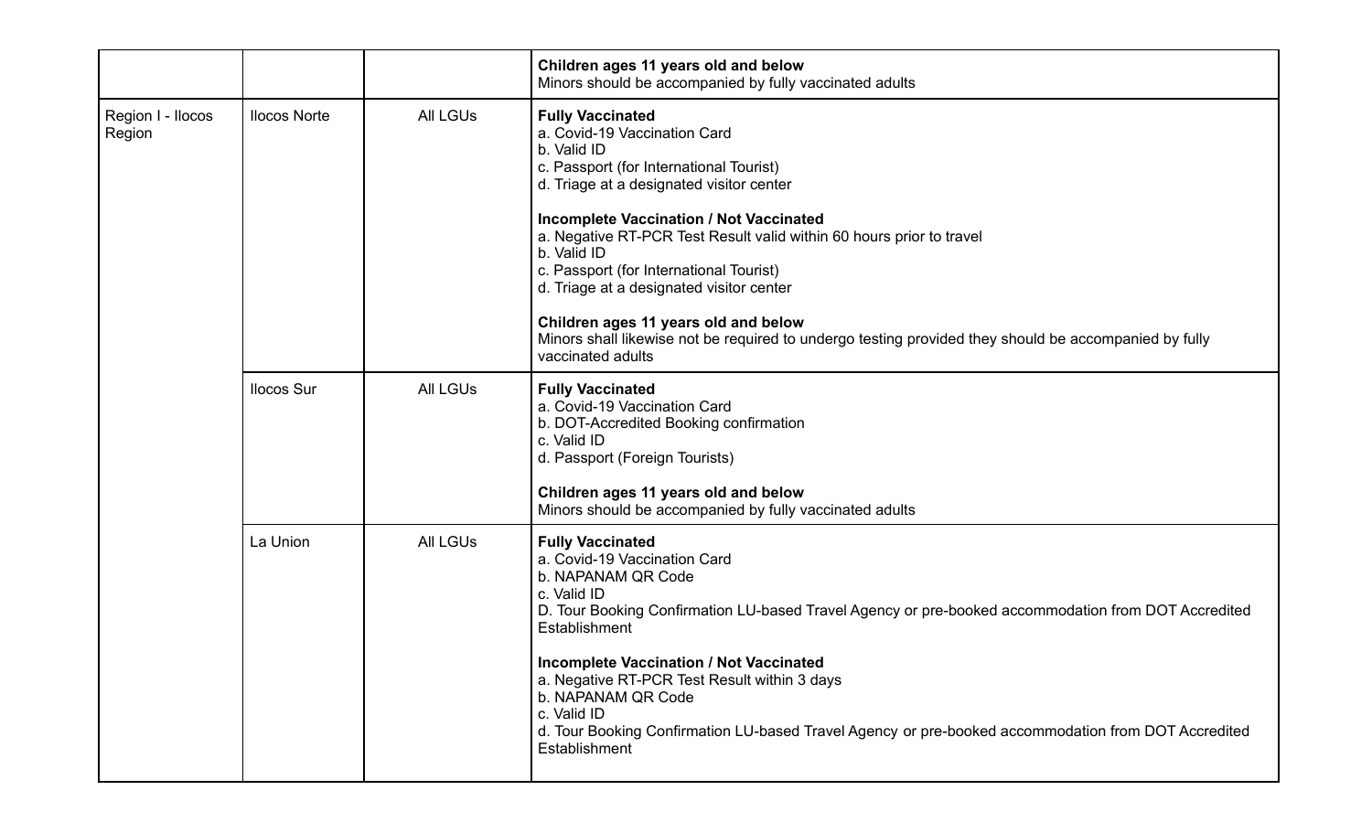| | | | |
|---|---|---|---|
| | | | **Children ages 11 years old and below**<br>Minors should be accompanied by fully vaccinated adults |
| Region I - Ilocos Region | Ilocos Norte | All LGUs | **Fully Vaccinated**<br>a. Covid-19 Vaccination Card<br>b. Valid ID<br>c. Passport (for International Tourist)<br>d. Triage at a designated visitor center<br><br>**Incomplete Vaccination / Not Vaccinated**<br>a. Negative RT-PCR Test Result valid within 60 hours prior to travel<br>b. Valid ID<br>c. Passport (for International Tourist)<br>d. Triage at a designated visitor center<br><br>**Children ages 11 years old and below**<br>Minors shall likewise not be required to undergo testing provided they should be accompanied by fully vaccinated adults |
| | Ilocos Sur | All LGUs | **Fully Vaccinated**<br>a. Covid-19 Vaccination Card<br>b. DOT-Accredited Booking confirmation<br>c. Valid ID<br>d. Passport (Foreign Tourists)<br><br>**Children ages 11 years old and below**<br>Minors should be accompanied by fully vaccinated adults |
| | La Union | All LGUs | **Fully Vaccinated**<br>a. Covid-19 Vaccination Card<br>b. NAPANAM QR Code<br>c. Valid ID<br>D. Tour Booking Confirmation LU-based Travel Agency or pre-booked accommodation from DOT Accredited Establishment<br><br>**Incomplete Vaccination / Not Vaccinated**<br>a. Negative RT-PCR Test Result within 3 days<br>b. NAPANAM QR Code<br>c. Valid ID<br>d. Tour Booking Confirmation LU-based Travel Agency or pre-booked accommodation from DOT Accredited Establishment |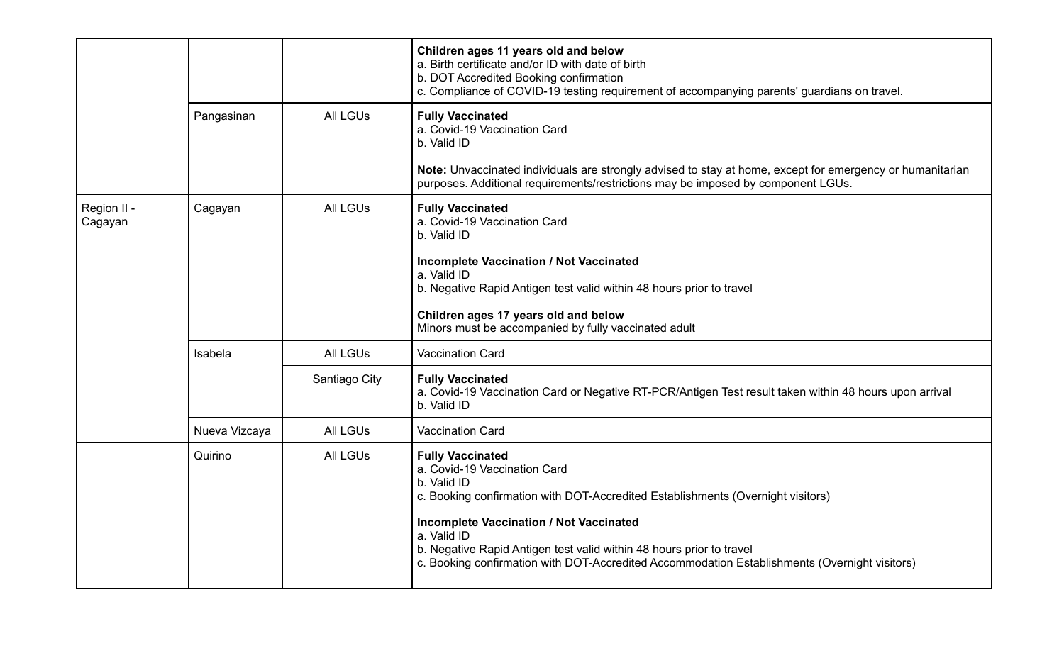| | | | |
|---|---|---|---|
| | | | **Children ages 11 years old and below**<br>a. Birth certificate and/or ID with date of birth<br>b. DOT Accredited Booking confirmation<br>c. Compliance of COVID-19 testing requirement of accompanying parents' guardians on travel. |
| | Pangasinan | All LGUs | **Fully Vaccinated**<br>a. Covid-19 Vaccination Card<br>b. Valid ID<br><br>**Note:** Unvaccinated individuals are strongly advised to stay at home, except for emergency or humanitarian purposes. Additional requirements/restrictions may be imposed by component LGUs. |
| Region II - Cagayan | Cagayan | All LGUs | **Fully Vaccinated**<br>a. Covid-19 Vaccination Card<br>b. Valid ID<br><br>**Incomplete Vaccination / Not Vaccinated**<br>a. Valid ID<br>b. Negative Rapid Antigen test valid within 48 hours prior to travel<br><br>**Children ages 17 years old and below**<br>Minors must be accompanied by fully vaccinated adult |
| | Isabela | All LGUs | Vaccination Card |
| | | Santiago City | **Fully Vaccinated**<br>a. Covid-19 Vaccination Card or Negative RT-PCR/Antigen Test result taken within 48 hours upon arrival<br>b. Valid ID |
| | Nueva Vizcaya | All LGUs | Vaccination Card |
| | Quirino | All LGUs | **Fully Vaccinated**<br>a. Covid-19 Vaccination Card<br>b. Valid ID<br>c. Booking confirmation with DOT-Accredited Establishments (Overnight visitors)<br><br>**Incomplete Vaccination / Not Vaccinated**<br>a. Valid ID<br>b. Negative Rapid Antigen test valid within 48 hours prior to travel<br>c. Booking confirmation with DOT-Accredited Accommodation Establishments (Overnight visitors) |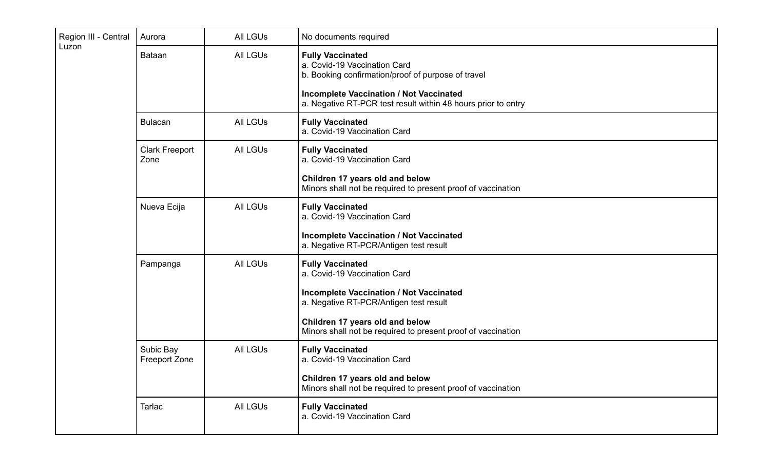| Region III - Central Luzon | Aurora | All LGUs | No documents required |
|---|---|---|---|
| | Bataan | All LGUs | **Fully Vaccinated**<br>a. Covid-19 Vaccination Card<br>b. Booking confirmation/proof of purpose of travel<br><br>**Incomplete Vaccination / Not Vaccinated**<br>a. Negative RT-PCR test result within 48 hours prior to entry |
| | Bulacan | All LGUs | **Fully Vaccinated**<br>a. Covid-19 Vaccination Card |
| | Clark Freeport Zone | All LGUs | **Fully Vaccinated**<br>a. Covid-19 Vaccination Card<br><br>**Children 17 years old and below**<br>Minors shall not be required to present proof of vaccination |
| | Nueva Ecija | All LGUs | **Fully Vaccinated**<br>a. Covid-19 Vaccination Card<br><br>**Incomplete Vaccination / Not Vaccinated**<br>a. Negative RT-PCR/Antigen test result |
| | Pampanga | All LGUs | **Fully Vaccinated**<br>a. Covid-19 Vaccination Card<br><br>**Incomplete Vaccination / Not Vaccinated**<br>a. Negative RT-PCR/Antigen test result<br><br>**Children 17 years old and below**<br>Minors shall not be required to present proof of vaccination |
| | Subic Bay Freeport Zone | All LGUs | **Fully Vaccinated**<br>a. Covid-19 Vaccination Card<br><br>**Children 17 years old and below**<br>Minors shall not be required to present proof of vaccination |
| | Tarlac | All LGUs | **Fully Vaccinated**<br>a. Covid-19 Vaccination Card |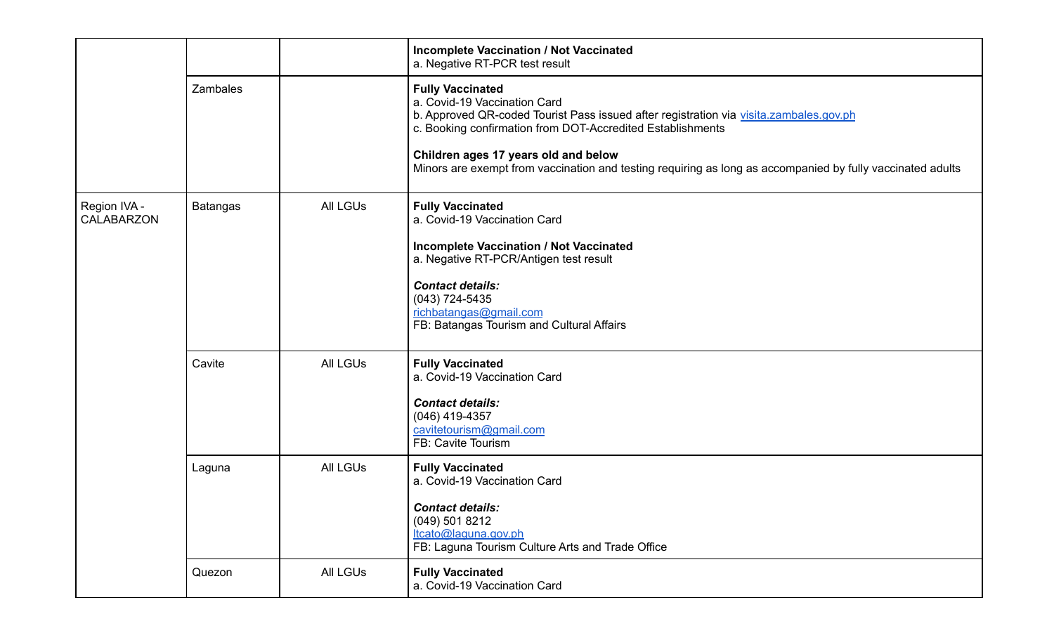| | | | |
|---|---|---|---|
| | | | **Incomplete Vaccination / Not Vaccinated**<br>a. Negative RT-PCR test result |
| | Zambales | | **Fully Vaccinated**<br>a. Covid-19 Vaccination Card<br>b. Approved QR-coded Tourist Pass issued after registration via visita.zambales.gov.ph<br>c. Booking confirmation from DOT-Accredited Establishments<br><br>**Children ages 17 years old and below**<br>Minors are exempt from vaccination and testing requiring as long as accompanied by fully vaccinated adults |
| Region IVA - CALABARZON | Batangas | All LGUs | **Fully Vaccinated**<br>a. Covid-19 Vaccination Card<br><br>**Incomplete Vaccination / Not Vaccinated**<br>a. Negative RT-PCR/Antigen test result<br><br>***Contact details:***<br>(043) 724-5435<br>richbatangas@gmail.com<br>FB: Batangas Tourism and Cultural Affairs |
| | Cavite | All LGUs | **Fully Vaccinated**<br>a. Covid-19 Vaccination Card<br><br>***Contact details:***<br>(046) 419-4357<br>cavitetourism@gmail.com<br>FB: Cavite Tourism |
| | Laguna | All LGUs | **Fully Vaccinated**<br>a. Covid-19 Vaccination Card<br><br>***Contact details:***<br>(049) 501 8212<br>ltcato@laguna.gov.ph<br>FB: Laguna Tourism Culture Arts and Trade Office |
| | Quezon | All LGUs | **Fully Vaccinated**<br>a. Covid-19 Vaccination Card |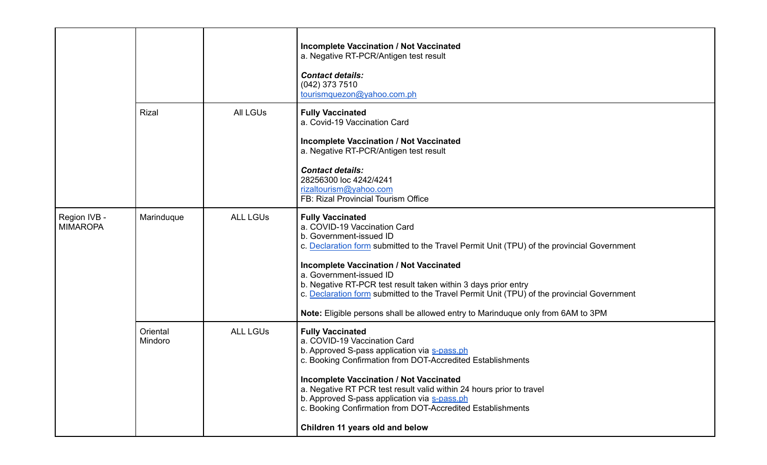| | | | |
|---|---|---|---|
| | | | **Incomplete Vaccination / Not Vaccinated**<br>a. Negative RT-PCR/Antigen test result<br><br>***Contact details:***<br>(042) 373 7510<br>tourismquezon@yahoo.com.ph |
| | Rizal | All LGUs | **Fully Vaccinated**<br>a. Covid-19 Vaccination Card<br><br>**Incomplete Vaccination / Not Vaccinated**<br>a. Negative RT-PCR/Antigen test result<br><br>***Contact details:***<br>28256300 loc 4242/4241<br>rizaltourism@yahoo.com<br>FB: Rizal Provincial Tourism Office |
| Region IVB - MIMAROPA | Marinduque | ALL LGUs | **Fully Vaccinated**<br>a. COVID-19 Vaccination Card<br>b. Government-issued ID<br>c. Declaration form submitted to the Travel Permit Unit (TPU) of the provincial Government<br><br>**Incomplete Vaccination / Not Vaccinated**<br>a. Government-issued ID<br>b. Negative RT-PCR test result taken within 3 days prior entry<br>c. Declaration form submitted to the Travel Permit Unit (TPU) of the provincial Government<br><br>**Note:** Eligible persons shall be allowed entry to Marinduque only from 6AM to 3PM |
| | Oriental Mindoro | ALL LGUs | **Fully Vaccinated**<br>a. COVID-19 Vaccination Card<br>b. Approved S-pass application via s-pass.ph<br>c. Booking Confirmation from DOT-Accredited Establishments<br><br>**Incomplete Vaccination / Not Vaccinated**<br>a. Negative RT PCR test result valid within 24 hours prior to travel<br>b. Approved S-pass application via s-pass.ph<br>c. Booking Confirmation from DOT-Accredited Establishments<br><br>**Children 11 years old and below** |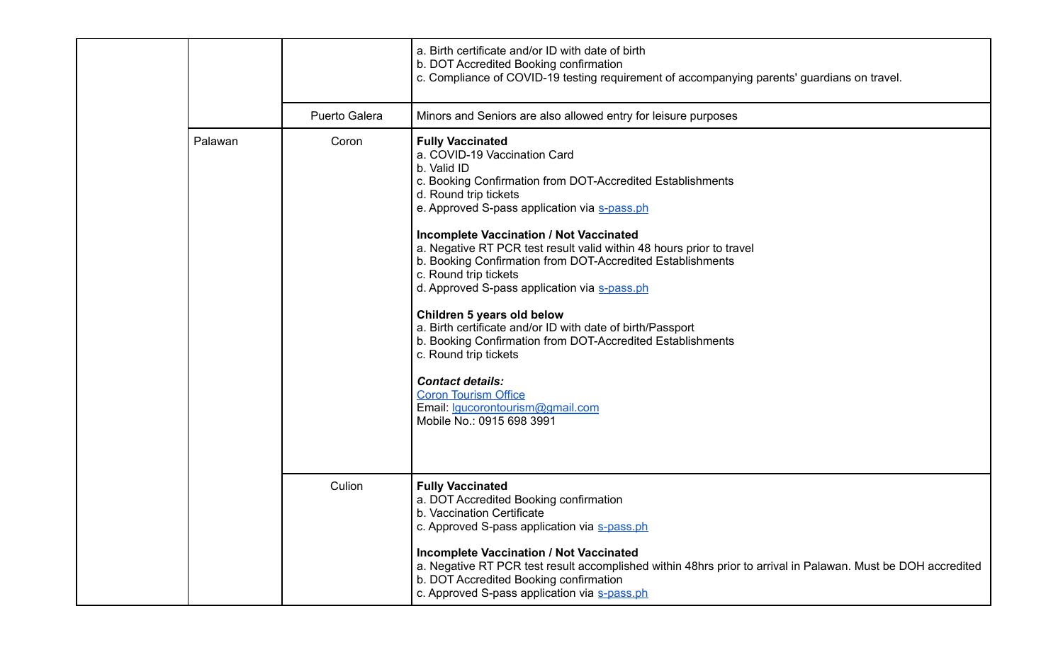| | | | |
|---|---|---|---|
| | | | a. Birth certificate and/or ID with date of birth<br>b. DOT Accredited Booking confirmation<br>c. Compliance of COVID-19 testing requirement of accompanying parents' guardians on travel. |
| | | Puerto Galera | Minors and Seniors are also allowed entry for leisure purposes |
| | Palawan | Coron | **Fully Vaccinated**<br>a. COVID-19 Vaccination Card<br>b. Valid ID<br>c. Booking Confirmation from DOT-Accredited Establishments<br>d. Round trip tickets<br>e. Approved S-pass application via s-pass.ph<br><br>**Incomplete Vaccination / Not Vaccinated**<br>a. Negative RT PCR test result valid within 48 hours prior to travel<br>b. Booking Confirmation from DOT-Accredited Establishments<br>c. Round trip tickets<br>d. Approved S-pass application via s-pass.ph<br><br>**Children 5 years old below**<br>a. Birth certificate and/or ID with date of birth/Passport<br>b. Booking Confirmation from DOT-Accredited Establishments<br>c. Round trip tickets<br><br>***Contact details:***<br>Coron Tourism Office<br>Email: lgucorontourism@gmail.com<br>Mobile No.: 0915 698 3991 |
| | | Culion | **Fully Vaccinated**<br>a. DOT Accredited Booking confirmation<br>b. Vaccination Certificate<br>c. Approved S-pass application via s-pass.ph<br><br>**Incomplete Vaccination / Not Vaccinated**<br>a. Negative RT PCR test result accomplished within 48hrs prior to arrival in Palawan. Must be DOH accredited<br>b. DOT Accredited Booking confirmation<br>c. Approved S-pass application via s-pass.ph |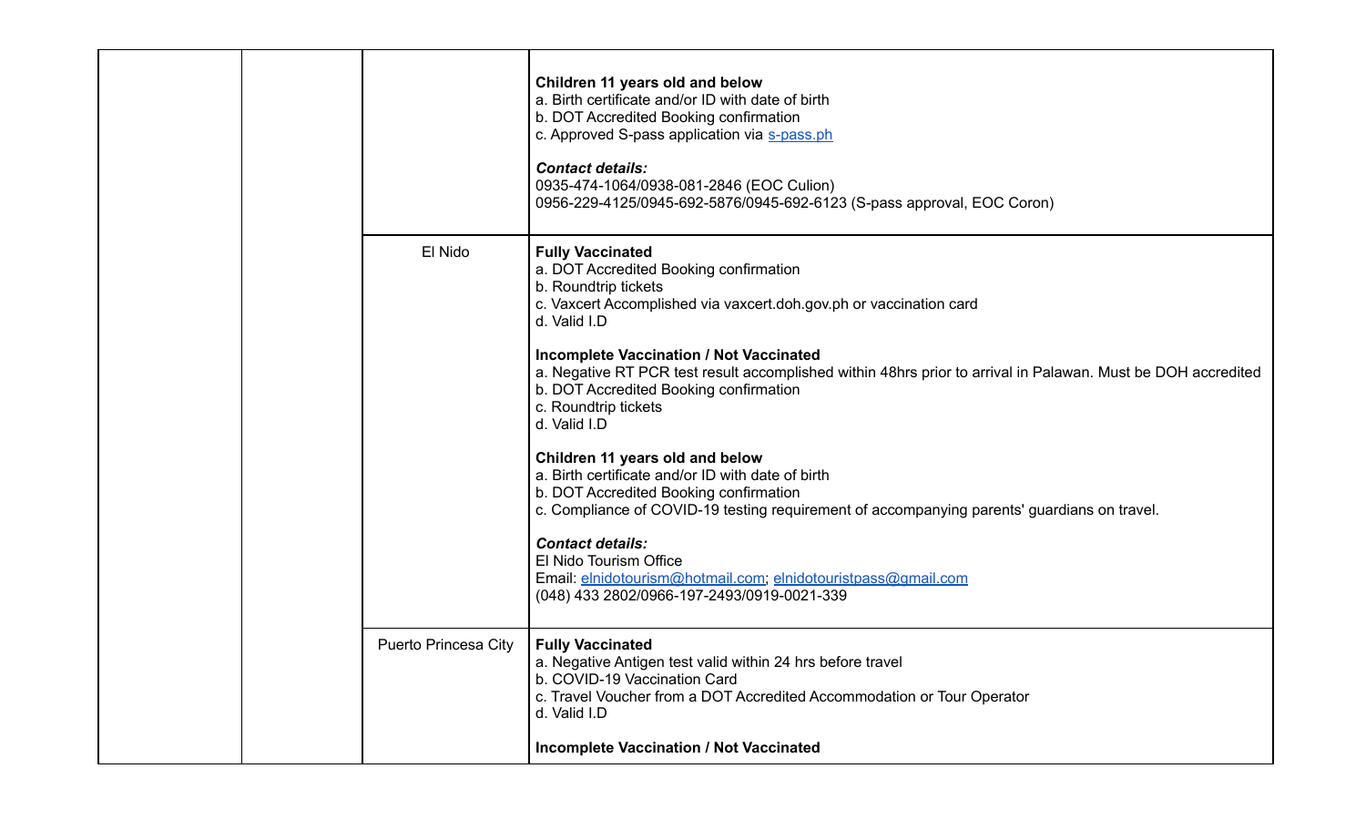| | | | |
|---|---|---|---|
| | | | **Children 11 years old and below**<br>a. Birth certificate and/or ID with date of birth<br>b. DOT Accredited Booking confirmation<br>c. Approved S-pass application via s-pass.ph<br><br>***Contact details:***<br>0935-474-1064/0938-081-2846 (EOC Culion)<br>0956-229-4125/0945-692-5876/0945-692-6123 (S-pass approval, EOC Coron) |
| | | El Nido | **Fully Vaccinated**<br>a. DOT Accredited Booking confirmation<br>b. Roundtrip tickets<br>c. Vaxcert Accomplished via vaxcert.doh.gov.ph or vaccination card<br>d. Valid I.D<br><br>**Incomplete Vaccination / Not Vaccinated**<br>a. Negative RT PCR test result accomplished within 48hrs prior to arrival in Palawan. Must be DOH accredited<br>b. DOT Accredited Booking confirmation<br>c. Roundtrip tickets<br>d. Valid I.D<br><br>**Children 11 years old and below**<br>a. Birth certificate and/or ID with date of birth<br>b. DOT Accredited Booking confirmation<br>c. Compliance of COVID-19 testing requirement of accompanying parents' guardians on travel.<br><br>***Contact details:***<br>El Nido Tourism Office<br>Email: elnidotourism@hotmail.com; elnidotouristpass@gmail.com<br>(048) 433 2802/0966-197-2493/0919-0021-339 |
| | | Puerto Princesa City | **Fully Vaccinated**<br>a. Negative Antigen test valid within 24 hrs before travel<br>b. COVID-19 Vaccination Card<br>c. Travel Voucher from a DOT Accredited Accommodation or Tour Operator<br>d. Valid I.D<br><br>**Incomplete Vaccination / Not Vaccinated** |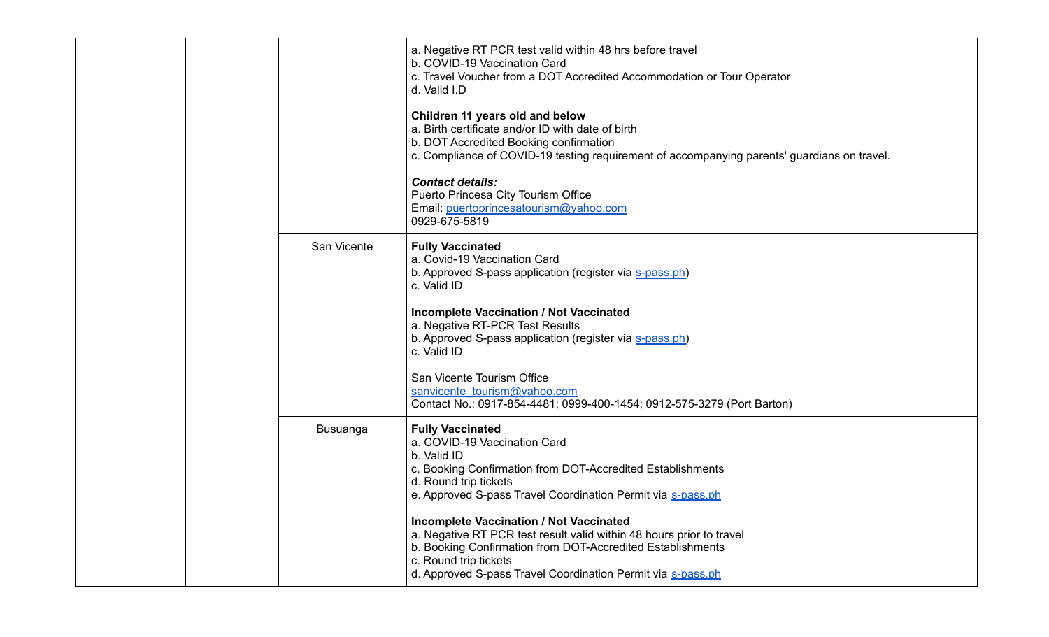| | | | |
|---|---|---|---|
| | | | a. Negative RT PCR test valid within 48 hrs before travel<br>b. COVID-19 Vaccination Card<br>c. Travel Voucher from a DOT Accredited Accommodation or Tour Operator<br>d. Valid I.D<br><br>**Children 11 years old and below**<br>a. Birth certificate and/or ID with date of birth<br>b. DOT Accredited Booking confirmation<br>c. Compliance of COVID-19 testing requirement of accompanying parents' guardians on travel.<br><br>***Contact details:***<br>Puerto Princesa City Tourism Office<br>Email: puertoprincesatourism@yahoo.com<br>0929-675-5819 |
| | | San Vicente | **Fully Vaccinated**<br>a. Covid-19 Vaccination Card<br>b. Approved S-pass application (register via s-pass.ph)<br>c. Valid ID<br><br>**Incomplete Vaccination / Not Vaccinated**<br>a. Negative RT-PCR Test Results<br>b. Approved S-pass application (register via s-pass.ph)<br>c. Valid ID<br><br>San Vicente Tourism Office<br>sanvicente_tourism@yahoo.com<br>Contact No.: 0917-854-4481; 0999-400-1454; 0912-575-3279 (Port Barton) |
| | | Busuanga | **Fully Vaccinated**<br>a. COVID-19 Vaccination Card<br>b. Valid ID<br>c. Booking Confirmation from DOT-Accredited Establishments<br>d. Round trip tickets<br>e. Approved S-pass Travel Coordination Permit via s-pass.ph<br><br>**Incomplete Vaccination / Not Vaccinated**<br>a. Negative RT PCR test result valid within 48 hours prior to travel<br>b. Booking Confirmation from DOT-Accredited Establishments<br>c. Round trip tickets<br>d. Approved S-pass Travel Coordination Permit via s-pass.ph |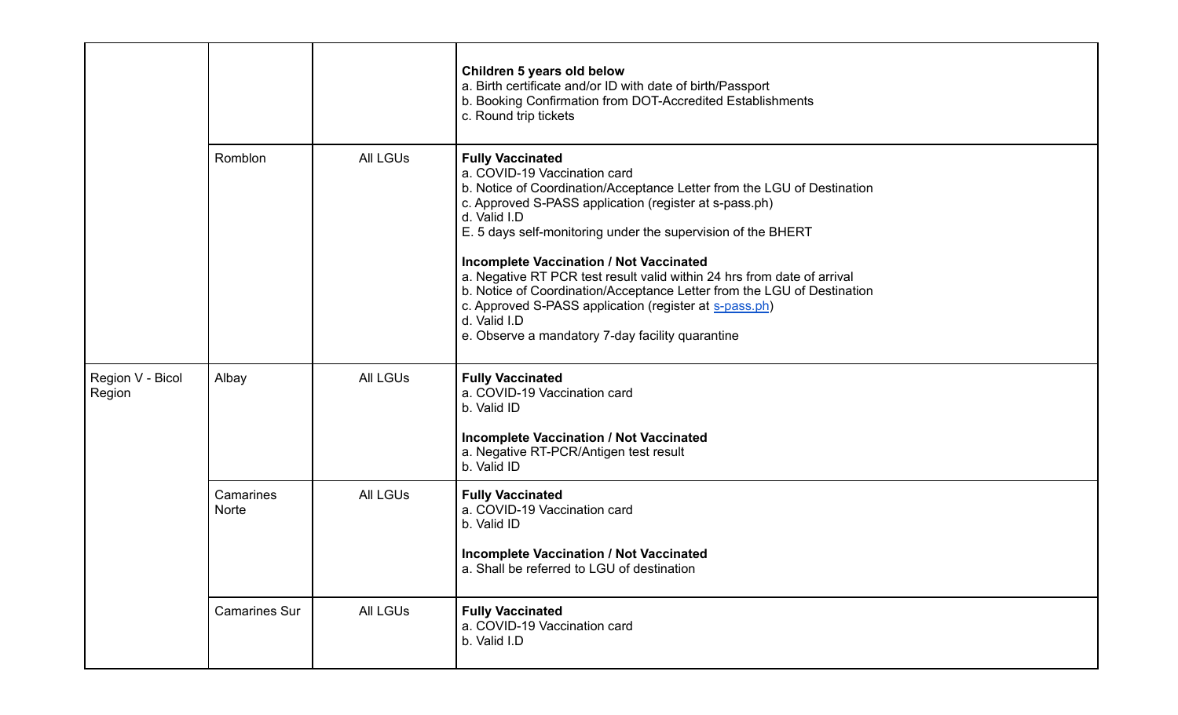| | | | |
|---|---|---|---|
| | | | **Children 5 years old below**<br>a. Birth certificate and/or ID with date of birth/Passport<br>b. Booking Confirmation from DOT-Accredited Establishments<br>c. Round trip tickets |
| | Romblon | All LGUs | **Fully Vaccinated**<br>a. COVID-19 Vaccination card<br>b. Notice of Coordination/Acceptance Letter from the LGU of Destination<br>c. Approved S-PASS application (register at s-pass.ph)<br>d. Valid I.D<br>E. 5 days self-monitoring under the supervision of the BHERT<br><br>**Incomplete Vaccination / Not Vaccinated**<br>a. Negative RT PCR test result valid within 24 hrs from date of arrival<br>b. Notice of Coordination/Acceptance Letter from the LGU of Destination<br>c. Approved S-PASS application (register at s-pass.ph)<br>d. Valid I.D<br>e. Observe a mandatory 7-day facility quarantine |
| Region V - Bicol Region | Albay | All LGUs | **Fully Vaccinated**<br>a. COVID-19 Vaccination card<br>b. Valid ID<br><br>**Incomplete Vaccination / Not Vaccinated**<br>a. Negative RT-PCR/Antigen test result<br>b. Valid ID |
| | Camarines Norte | All LGUs | **Fully Vaccinated**<br>a. COVID-19 Vaccination card<br>b. Valid ID<br><br>**Incomplete Vaccination / Not Vaccinated**<br>a. Shall be referred to LGU of destination |
| | Camarines Sur | All LGUs | **Fully Vaccinated**<br>a. COVID-19 Vaccination card<br>b. Valid I.D |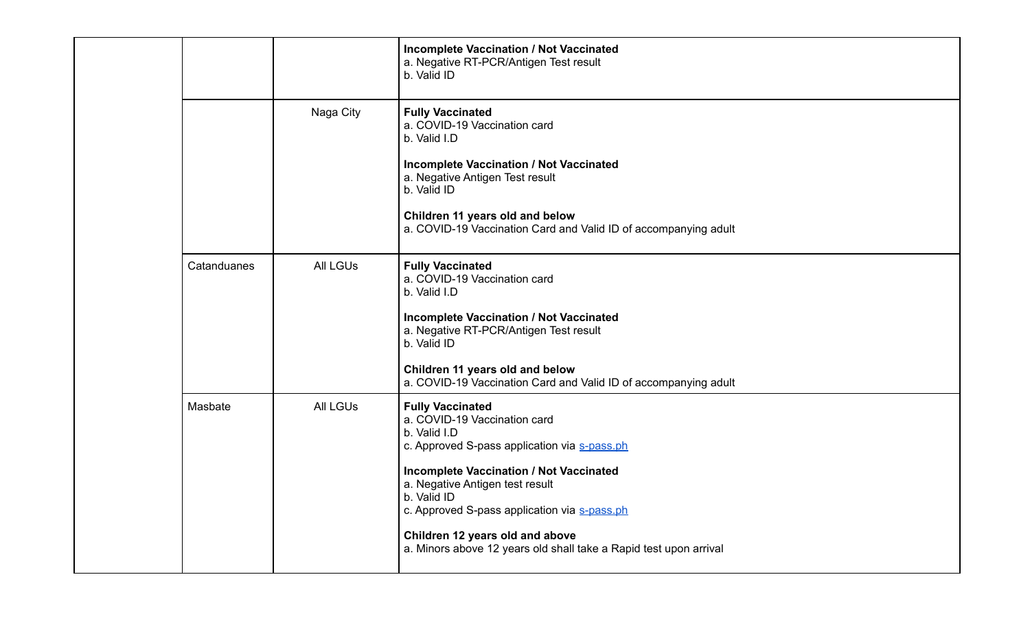|  |  |  |  |
|---|---|---|---|
|  |  |  | **Incomplete Vaccination / Not Vaccinated**<br>a. Negative RT-PCR/Antigen Test result<br>b. Valid ID |
|  |  | Naga City | **Fully Vaccinated**<br>a. COVID-19 Vaccination card<br>b. Valid I.D<br><br>**Incomplete Vaccination / Not Vaccinated**<br>a. Negative Antigen Test result<br>b. Valid ID<br><br>**Children 11 years old and below**<br>a. COVID-19 Vaccination Card and Valid ID of accompanying adult |
|  | Catanduanes | All LGUs | **Fully Vaccinated**<br>a. COVID-19 Vaccination card<br>b. Valid I.D<br><br>**Incomplete Vaccination / Not Vaccinated**<br>a. Negative RT-PCR/Antigen Test result<br>b. Valid ID<br><br>**Children 11 years old and below**<br>a. COVID-19 Vaccination Card and Valid ID of accompanying adult |
|  | Masbate | All LGUs | **Fully Vaccinated**<br>a. COVID-19 Vaccination card<br>b. Valid I.D<br>c. Approved S-pass application via s-pass.ph<br><br>**Incomplete Vaccination / Not Vaccinated**<br>a. Negative Antigen test result<br>b. Valid ID<br>c. Approved S-pass application via s-pass.ph<br><br>**Children 12 years old and above**<br>a. Minors above 12 years old shall take a Rapid test upon arrival |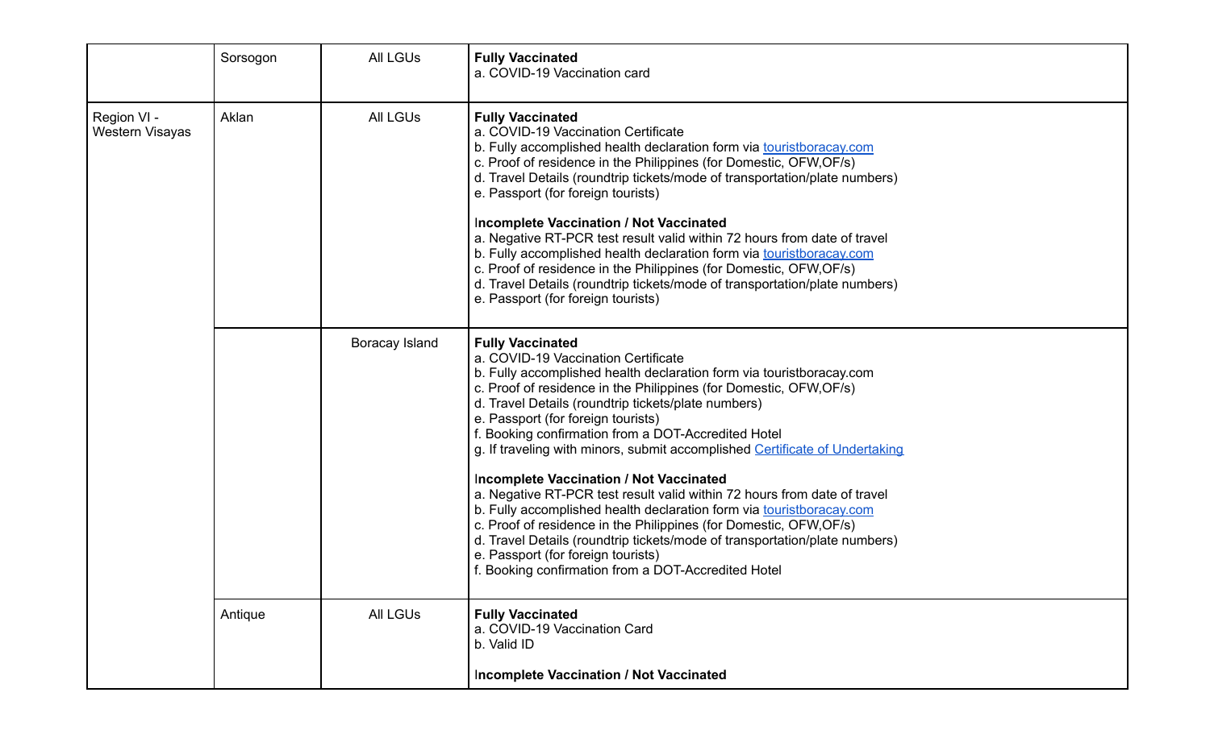| | | | |
|---|---|---|---|
| | Sorsogon | All LGUs | **Fully Vaccinated**<br>a. COVID-19 Vaccination card |
| Region VI - Western Visayas | Aklan | All LGUs | **Fully Vaccinated**<br>a. COVID-19 Vaccination Certificate<br>b. Fully accomplished health declaration form via touristboracay.com<br>c. Proof of residence in the Philippines (for Domestic, OFW,OF/s)<br>d. Travel Details (roundtrip tickets/mode of transportation/plate numbers)<br>e. Passport (for foreign tourists)<br><br>**Incomplete Vaccination / Not Vaccinated**<br>a. Negative RT-PCR test result valid within 72 hours from date of travel<br>b. Fully accomplished health declaration form via touristboracay.com<br>c. Proof of residence in the Philippines (for Domestic, OFW,OF/s)<br>d. Travel Details (roundtrip tickets/mode of transportation/plate numbers)<br>e. Passport (for foreign tourists) |
| | | Boracay Island | **Fully Vaccinated**<br>a. COVID-19 Vaccination Certificate<br>b. Fully accomplished health declaration form via touristboracay.com<br>c. Proof of residence in the Philippines (for Domestic, OFW,OF/s)<br>d. Travel Details (roundtrip tickets/plate numbers)<br>e. Passport (for foreign tourists)<br>f. Booking confirmation from a DOT-Accredited Hotel<br>g. If traveling with minors, submit accomplished Certificate of Undertaking<br><br>**Incomplete Vaccination / Not Vaccinated**<br>a. Negative RT-PCR test result valid within 72 hours from date of travel<br>b. Fully accomplished health declaration form via touristboracay.com<br>c. Proof of residence in the Philippines (for Domestic, OFW,OF/s)<br>d. Travel Details (roundtrip tickets/mode of transportation/plate numbers)<br>e. Passport (for foreign tourists)<br>f. Booking confirmation from a DOT-Accredited Hotel |
| | Antique | All LGUs | **Fully Vaccinated**<br>a. COVID-19 Vaccination Card<br>b. Valid ID<br><br>**Incomplete Vaccination / Not Vaccinated** |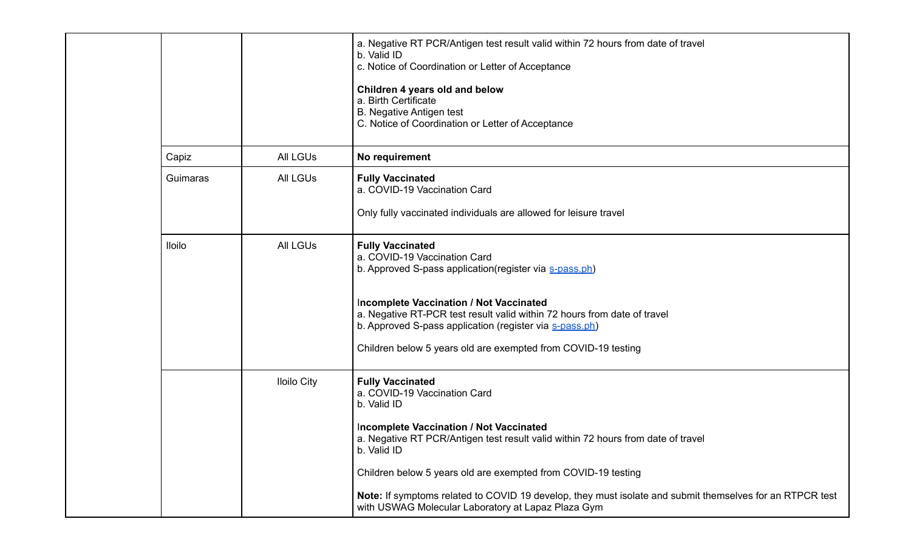| | | | |
|---|---|---|---|
| | | | a. Negative RT PCR/Antigen test result valid within 72 hours from date of travel<br>b. Valid ID<br>c. Notice of Coordination or Letter of Acceptance<br><br>**Children 4 years old and below**<br>a. Birth Certificate<br>B. Negative Antigen test<br>C. Notice of Coordination or Letter of Acceptance |
| | Capiz | All LGUs | **No requirement** |
| | Guimaras | All LGUs | **Fully Vaccinated**<br>a. COVID-19 Vaccination Card<br><br>Only fully vaccinated individuals are allowed for leisure travel |
| | Iloilo | All LGUs | **Fully Vaccinated**<br>a. COVID-19 Vaccination Card<br>b. Approved S-pass application(register via s-pass.ph)<br><br>**Incomplete Vaccination / Not Vaccinated**<br>a. Negative RT-PCR test result valid within 72 hours from date of travel<br>b. Approved S-pass application (register via s-pass.ph)<br><br>Children below 5 years old are exempted from COVID-19 testing |
| | | Iloilo City | **Fully Vaccinated**<br>a. COVID-19 Vaccination Card<br>b. Valid ID<br><br>**Incomplete Vaccination / Not Vaccinated**<br>a. Negative RT PCR/Antigen test result valid within 72 hours from date of travel<br>b. Valid ID<br><br>Children below 5 years old are exempted from COVID-19 testing<br><br>**Note:** If symptoms related to COVID 19 develop, they must isolate and submit themselves for an RTPCR test with USWAG Molecular Laboratory at Lapaz Plaza Gym |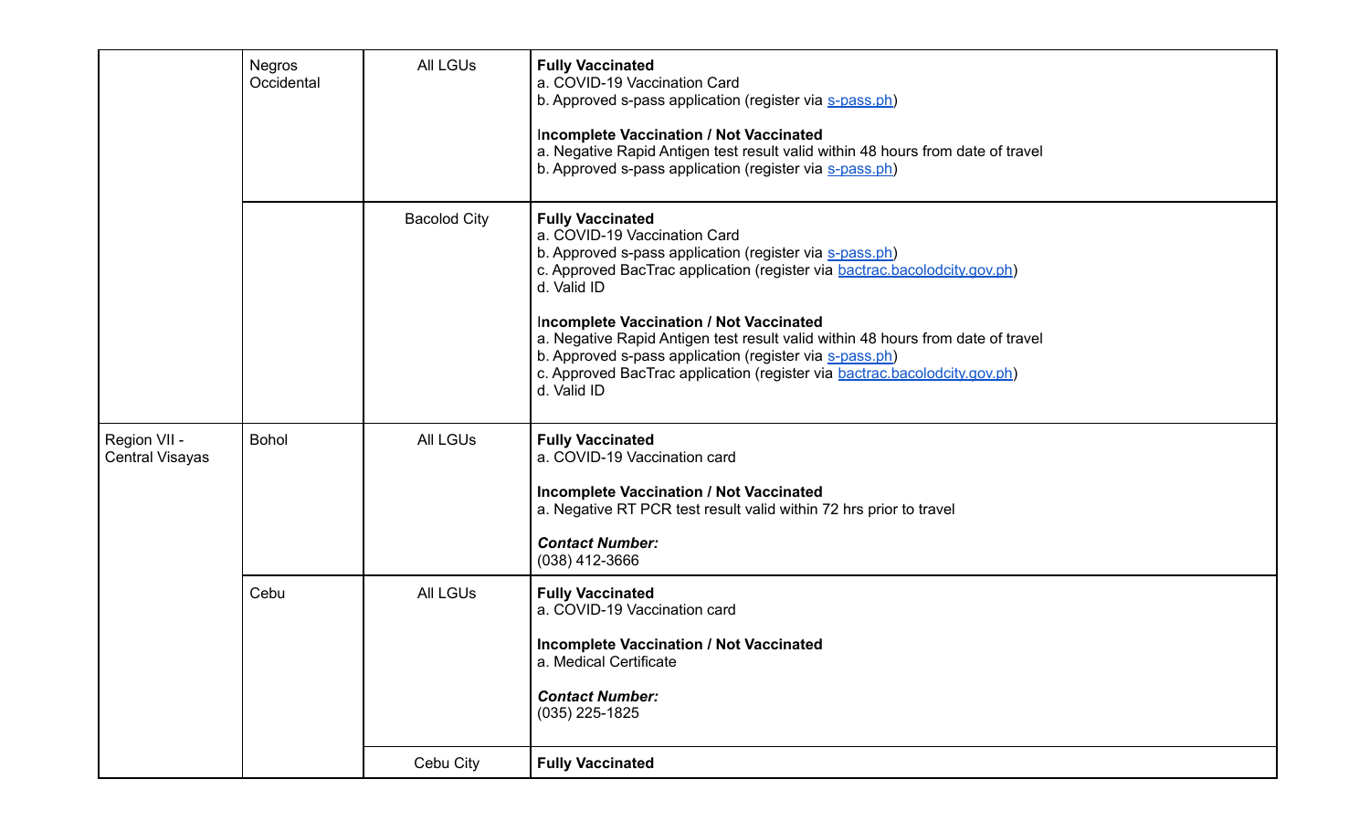| | | | |
|---|---|---|---|
| | Negros Occidental | All LGUs | **Fully Vaccinated**<br>a. COVID-19 Vaccination Card<br>b. Approved s-pass application (register via s-pass.ph)<br><br>**Incomplete Vaccination / Not Vaccinated**<br>a. Negative Rapid Antigen test result valid within 48 hours from date of travel<br>b. Approved s-pass application (register via s-pass.ph) |
| | | Bacolod City | **Fully Vaccinated**<br>a. COVID-19 Vaccination Card<br>b. Approved s-pass application (register via s-pass.ph)<br>c. Approved BacTrac application (register via bactrac.bacolodcity.gov.ph)<br>d. Valid ID<br><br>**Incomplete Vaccination / Not Vaccinated**<br>a. Negative Rapid Antigen test result valid within 48 hours from date of travel<br>b. Approved s-pass application (register via s-pass.ph)<br>c. Approved BacTrac application (register via bactrac.bacolodcity.gov.ph)<br>d. Valid ID |
| Region VII - Central Visayas | Bohol | All LGUs | **Fully Vaccinated**<br>a. COVID-19 Vaccination card<br><br>**Incomplete Vaccination / Not Vaccinated**<br>a. Negative RT PCR test result valid within 72 hrs prior to travel<br><br>***Contact Number:***<br>(038) 412-3666 |
| | Cebu | All LGUs | **Fully Vaccinated**<br>a. COVID-19 Vaccination card<br><br>**Incomplete Vaccination / Not Vaccinated**<br>a. Medical Certificate<br><br>***Contact Number:***<br>(035) 225-1825 |
| | | Cebu City | **Fully Vaccinated** |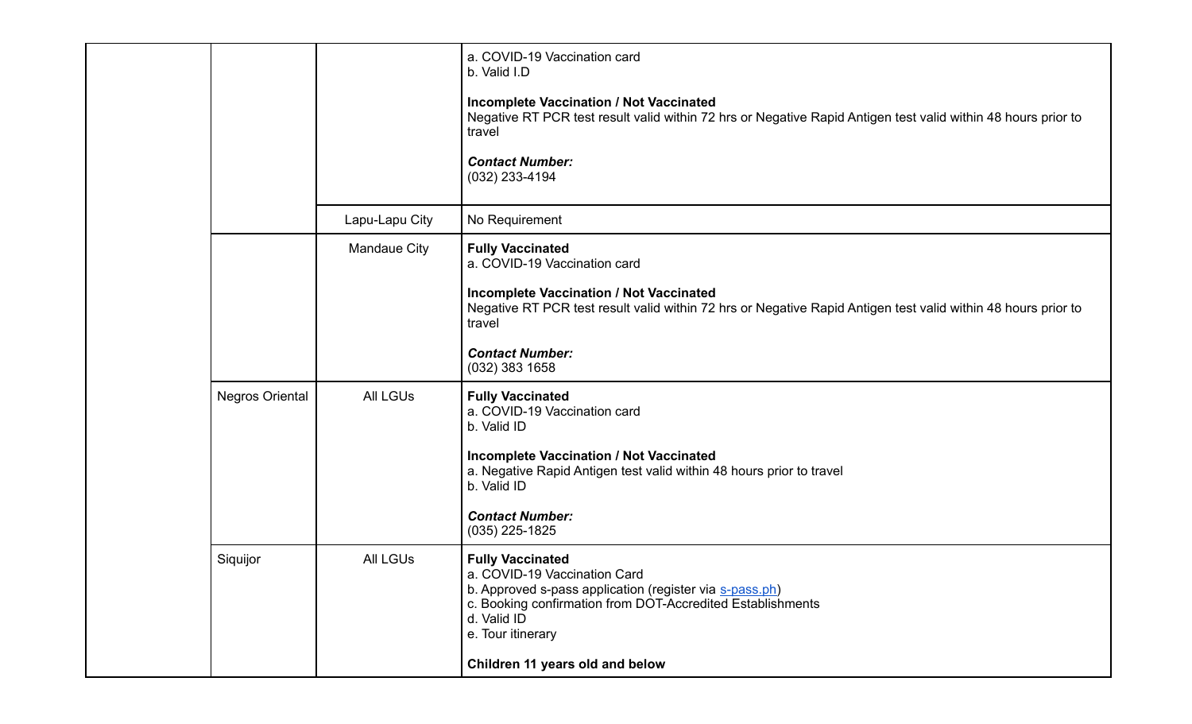| | | | |
|---|---|---|---|
| | | | a. COVID-19 Vaccination card<br>b. Valid I.D<br><br>**Incomplete Vaccination / Not Vaccinated**<br>Negative RT PCR test result valid within 72 hrs or Negative Rapid Antigen test valid within 48 hours prior to travel<br><br>***Contact Number:***<br>(032) 233-4194 |
| | | Lapu-Lapu City | No Requirement |
| | | Mandaue City | **Fully Vaccinated**<br>a. COVID-19 Vaccination card<br><br>**Incomplete Vaccination / Not Vaccinated**<br>Negative RT PCR test result valid within 72 hrs or Negative Rapid Antigen test valid within 48 hours prior to travel<br><br>***Contact Number:***<br>(032) 383 1658 |
| | Negros Oriental | All LGUs | **Fully Vaccinated**<br>a. COVID-19 Vaccination card<br>b. Valid ID<br><br>**Incomplete Vaccination / Not Vaccinated**<br>a. Negative Rapid Antigen test valid within 48 hours prior to travel<br>b. Valid ID<br><br>***Contact Number:***<br>(035) 225-1825 |
| | Siquijor | All LGUs | **Fully Vaccinated**<br>a. COVID-19 Vaccination Card<br>b. Approved s-pass application (register via [s-pass.ph](s-pass.ph))<br>c. Booking confirmation from DOT-Accredited Establishments<br>d. Valid ID<br>e. Tour itinerary<br><br>**Children 11 years old and below** |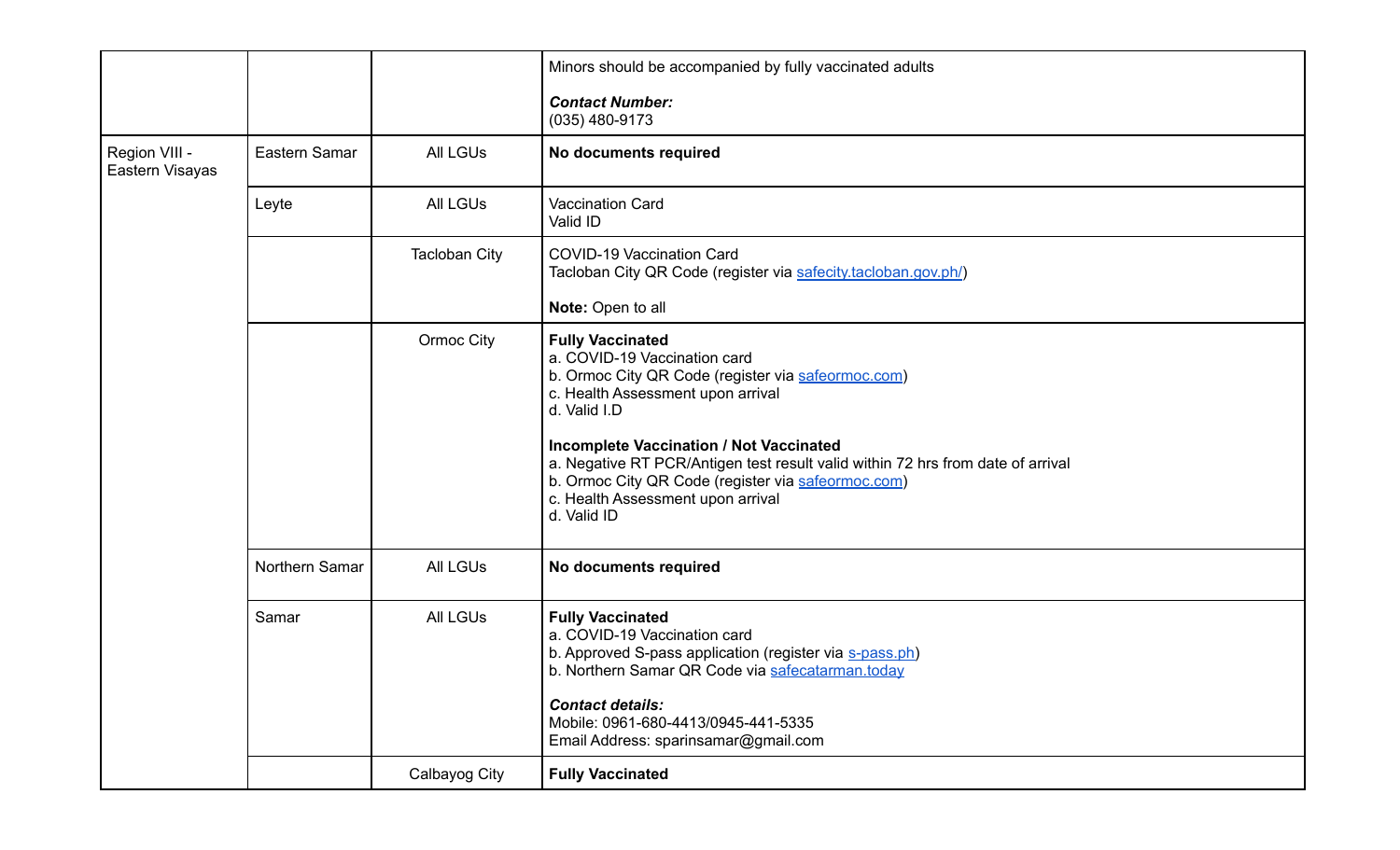| | | | |
|---|---|---|---|
| | | | Minors should be accompanied by fully vaccinated adults<br><br>***Contact Number:***<br>(035) 480-9173 |
| Region VIII - Eastern Visayas | Eastern Samar | All LGUs | **No documents required** |
| | Leyte | All LGUs | Vaccination Card<br>Valid ID |
| | | Tacloban City | COVID-19 Vaccination Card<br>Tacloban City QR Code (register via [safecity.tacloban.gov.ph/](safecity.tacloban.gov.ph/))<br><br>**Note:** Open to all |
| | | Ormoc City | **Fully Vaccinated**<br>a. COVID-19 Vaccination card<br>b. Ormoc City QR Code (register via [safeormoc.com](safeormoc.com))<br>c. Health Assessment upon arrival<br>d. Valid I.D<br><br>**Incomplete Vaccination / Not Vaccinated**<br>a. Negative RT PCR/Antigen test result valid within 72 hrs from date of arrival<br>b. Ormoc City QR Code (register via [safeormoc.com](safeormoc.com))<br>c. Health Assessment upon arrival<br>d. Valid ID |
| | Northern Samar | All LGUs | **No documents required** |
| | Samar | All LGUs | **Fully Vaccinated**<br>a. COVID-19 Vaccination card<br>b. Approved S-pass application (register via [s-pass.ph](s-pass.ph))<br>b. Northern Samar QR Code via [safecatarman.today](safecatarman.today)<br><br>***Contact details:***<br>Mobile: 0961-680-4413/0945-441-5335<br>Email Address: sparinsamar@gmail.com |
| | | Calbayog City | **Fully Vaccinated** |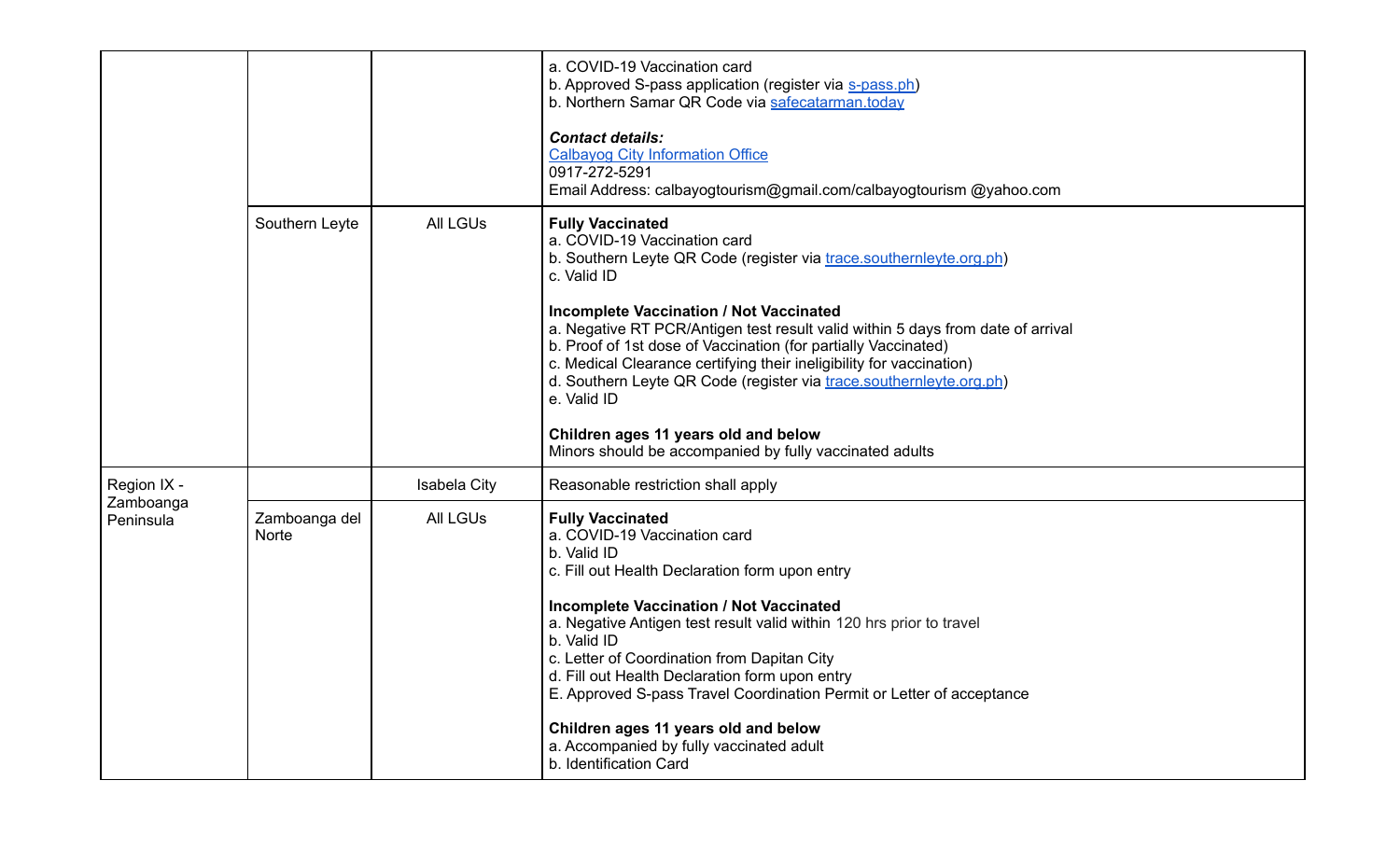| | | | |
|---|---|---|---|
| | | | a. COVID-19 Vaccination card<br>b. Approved S-pass application (register via [s-pass.ph](s-pass.ph))<br>b. Northern Samar QR Code via [safecatarman.today](safecatarman.today)<br><br>***Contact details:***<br>[Calbayog City Information Office](#)<br>0917-272-5291<br>Email Address: calbayogtourism@gmail.com/calbayogtourism @yahoo.com |
| | Southern Leyte | All LGUs | **Fully Vaccinated**<br>a. COVID-19 Vaccination card<br>b. Southern Leyte QR Code (register via [trace.southernleyte.org.ph](trace.southernleyte.org.ph))<br>c. Valid ID<br><br>**Incomplete Vaccination / Not Vaccinated**<br>a. Negative RT PCR/Antigen test result valid within 5 days from date of arrival<br>b. Proof of 1st dose of Vaccination (for partially Vaccinated)<br>c. Medical Clearance certifying their ineligibility for vaccination)<br>d. Southern Leyte QR Code (register via [trace.southernleyte.org.ph](trace.southernleyte.org.ph))<br>e. Valid ID<br><br>**Children ages 11 years old and below**<br>Minors should be accompanied by fully vaccinated adults |
| Region IX - Zamboanga Peninsula | | Isabela City | Reasonable restriction shall apply |
| | Zamboanga del Norte | All LGUs | **Fully Vaccinated**<br>a. COVID-19 Vaccination card<br>b. Valid ID<br>c. Fill out Health Declaration form upon entry<br><br>**Incomplete Vaccination / Not Vaccinated**<br>a. Negative Antigen test result valid within 120 hrs prior to travel<br>b. Valid ID<br>c. Letter of Coordination from Dapitan City<br>d. Fill out Health Declaration form upon entry<br>E. Approved S-pass Travel Coordination Permit or Letter of acceptance<br><br>**Children ages 11 years old and below**<br>a. Accompanied by fully vaccinated adult<br>b. Identification Card |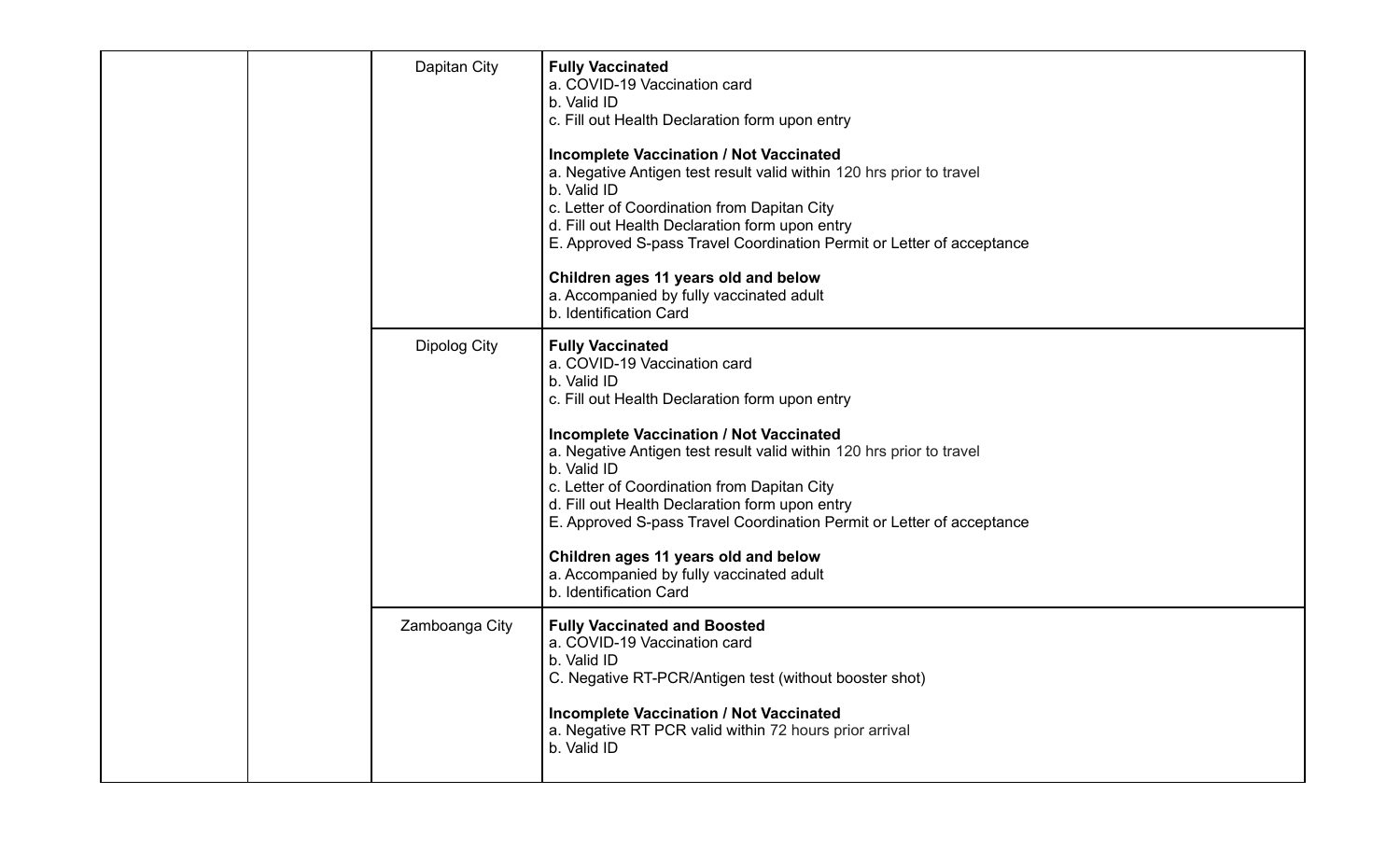|  |  |  |  |
|---|---|---|---|
|  |  | Dapitan City | **Fully Vaccinated**<br>a. COVID-19 Vaccination card<br>b. Valid ID<br>c. Fill out Health Declaration form upon entry<br><br>**Incomplete Vaccination / Not Vaccinated**<br>a. Negative Antigen test result valid within 120 hrs prior to travel<br>b. Valid ID<br>c. Letter of Coordination from Dapitan City<br>d. Fill out Health Declaration form upon entry<br>E. Approved S-pass Travel Coordination Permit or Letter of acceptance<br><br>**Children ages 11 years old and below**<br>a. Accompanied by fully vaccinated adult<br>b. Identification Card |
|  |  | Dipolog City | **Fully Vaccinated**<br>a. COVID-19 Vaccination card<br>b. Valid ID<br>c. Fill out Health Declaration form upon entry<br><br>**Incomplete Vaccination / Not Vaccinated**<br>a. Negative Antigen test result valid within 120 hrs prior to travel<br>b. Valid ID<br>c. Letter of Coordination from Dapitan City<br>d. Fill out Health Declaration form upon entry<br>E. Approved S-pass Travel Coordination Permit or Letter of acceptance<br><br>**Children ages 11 years old and below**<br>a. Accompanied by fully vaccinated adult<br>b. Identification Card |
|  |  | Zamboanga City | **Fully Vaccinated and Boosted**<br>a. COVID-19 Vaccination card<br>b. Valid ID<br>C. Negative RT-PCR/Antigen test (without booster shot)<br><br>**Incomplete Vaccination / Not Vaccinated**<br>a. Negative RT PCR valid within 72 hours prior arrival<br>b. Valid ID |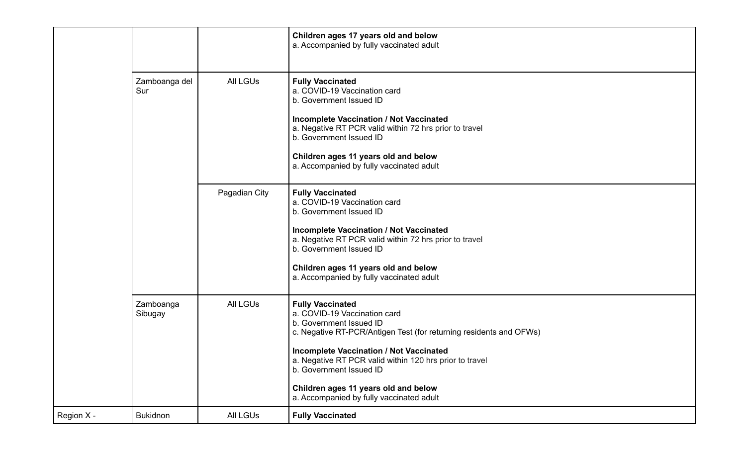| | | | |
|---|---|---|---|
| | | | **Children ages 17 years old and below**<br>a. Accompanied by fully vaccinated adult |
| | Zamboanga del Sur | All LGUs | **Fully Vaccinated**<br>a. COVID-19 Vaccination card<br>b. Government Issued ID<br><br>**Incomplete Vaccination / Not Vaccinated**<br>a. Negative RT PCR valid within 72 hrs prior to travel<br>b. Government Issued ID<br><br>**Children ages 11 years old and below**<br>a. Accompanied by fully vaccinated adult |
| | | Pagadian City | **Fully Vaccinated**<br>a. COVID-19 Vaccination card<br>b. Government Issued ID<br><br>**Incomplete Vaccination / Not Vaccinated**<br>a. Negative RT PCR valid within 72 hrs prior to travel<br>b. Government Issued ID<br><br>**Children ages 11 years old and below**<br>a. Accompanied by fully vaccinated adult |
| | Zamboanga Sibugay | All LGUs | **Fully Vaccinated**<br>a. COVID-19 Vaccination card<br>b. Government Issued ID<br>c. Negative RT-PCR/Antigen Test (for returning residents and OFWs)<br><br>**Incomplete Vaccination / Not Vaccinated**<br>a. Negative RT PCR valid within 120 hrs prior to travel<br>b. Government Issued ID<br><br>**Children ages 11 years old and below**<br>a. Accompanied by fully vaccinated adult |
| Region X - | Bukidnon | All LGUs | **Fully Vaccinated** |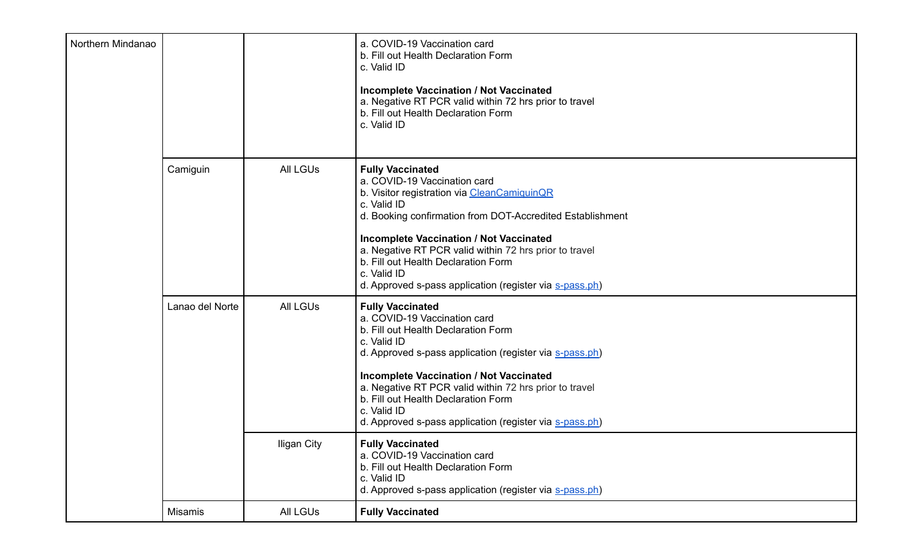| | | | |
|---|---|---|---|
| Northern Mindanao | | | a. COVID-19 Vaccination card<br>b. Fill out Health Declaration Form<br>c. Valid ID<br><br>**Incomplete Vaccination / Not Vaccinated**<br>a. Negative RT PCR valid within 72 hrs prior to travel<br>b. Fill out Health Declaration Form<br>c. Valid ID |
| | Camiguin | All LGUs | **Fully Vaccinated**<br>a. COVID-19 Vaccination card<br>b. Visitor registration via CleanCamiguinQR<br>c. Valid ID<br>d. Booking confirmation from DOT-Accredited Establishment<br><br>**Incomplete Vaccination / Not Vaccinated**<br>a. Negative RT PCR valid within 72 hrs prior to travel<br>b. Fill out Health Declaration Form<br>c. Valid ID<br>d. Approved s-pass application (register via s-pass.ph) |
| | Lanao del Norte | All LGUs | **Fully Vaccinated**<br>a. COVID-19 Vaccination card<br>b. Fill out Health Declaration Form<br>c. Valid ID<br>d. Approved s-pass application (register via s-pass.ph)<br><br>**Incomplete Vaccination / Not Vaccinated**<br>a. Negative RT PCR valid within 72 hrs prior to travel<br>b. Fill out Health Declaration Form<br>c. Valid ID<br>d. Approved s-pass application (register via s-pass.ph) |
| | | Iligan City | **Fully Vaccinated**<br>a. COVID-19 Vaccination card<br>b. Fill out Health Declaration Form<br>c. Valid ID<br>d. Approved s-pass application (register via s-pass.ph) |
| | Misamis | All LGUs | **Fully Vaccinated** |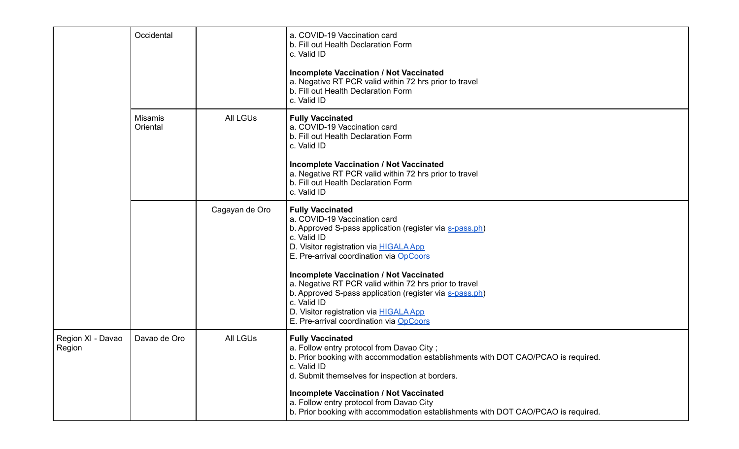| | | | |
|---|---|---|---|
| | Occidental | | a. COVID-19 Vaccination card<br>b. Fill out Health Declaration Form<br>c. Valid ID<br><br>**Incomplete Vaccination / Not Vaccinated**<br>a. Negative RT PCR valid within 72 hrs prior to travel<br>b. Fill out Health Declaration Form<br>c. Valid ID |
| | Misamis Oriental | All LGUs | **Fully Vaccinated**<br>a. COVID-19 Vaccination card<br>b. Fill out Health Declaration Form<br>c. Valid ID<br><br>**Incomplete Vaccination / Not Vaccinated**<br>a. Negative RT PCR valid within 72 hrs prior to travel<br>b. Fill out Health Declaration Form<br>c. Valid ID |
| | | Cagayan de Oro | **Fully Vaccinated**<br>a. COVID-19 Vaccination card<br>b. Approved S-pass application (register via s-pass.ph)<br>c. Valid ID<br>D. Visitor registration via HIGALA App<br>E. Pre-arrival coordination via OpCoors<br><br>**Incomplete Vaccination / Not Vaccinated**<br>a. Negative RT PCR valid within 72 hrs prior to travel<br>b. Approved S-pass application (register via s-pass.ph)<br>c. Valid ID<br>D. Visitor registration via HIGALA App<br>E. Pre-arrival coordination via OpCoors |
| Region XI - Davao Region | Davao de Oro | All LGUs | **Fully Vaccinated**<br>a. Follow entry protocol from Davao City ;<br>b. Prior booking with accommodation establishments with DOT CAO/PCAO is required.<br>c. Valid ID<br>d. Submit themselves for inspection at borders.<br><br>**Incomplete Vaccination / Not Vaccinated**<br>a. Follow entry protocol from Davao City<br>b. Prior booking with accommodation establishments with DOT CAO/PCAO is required. |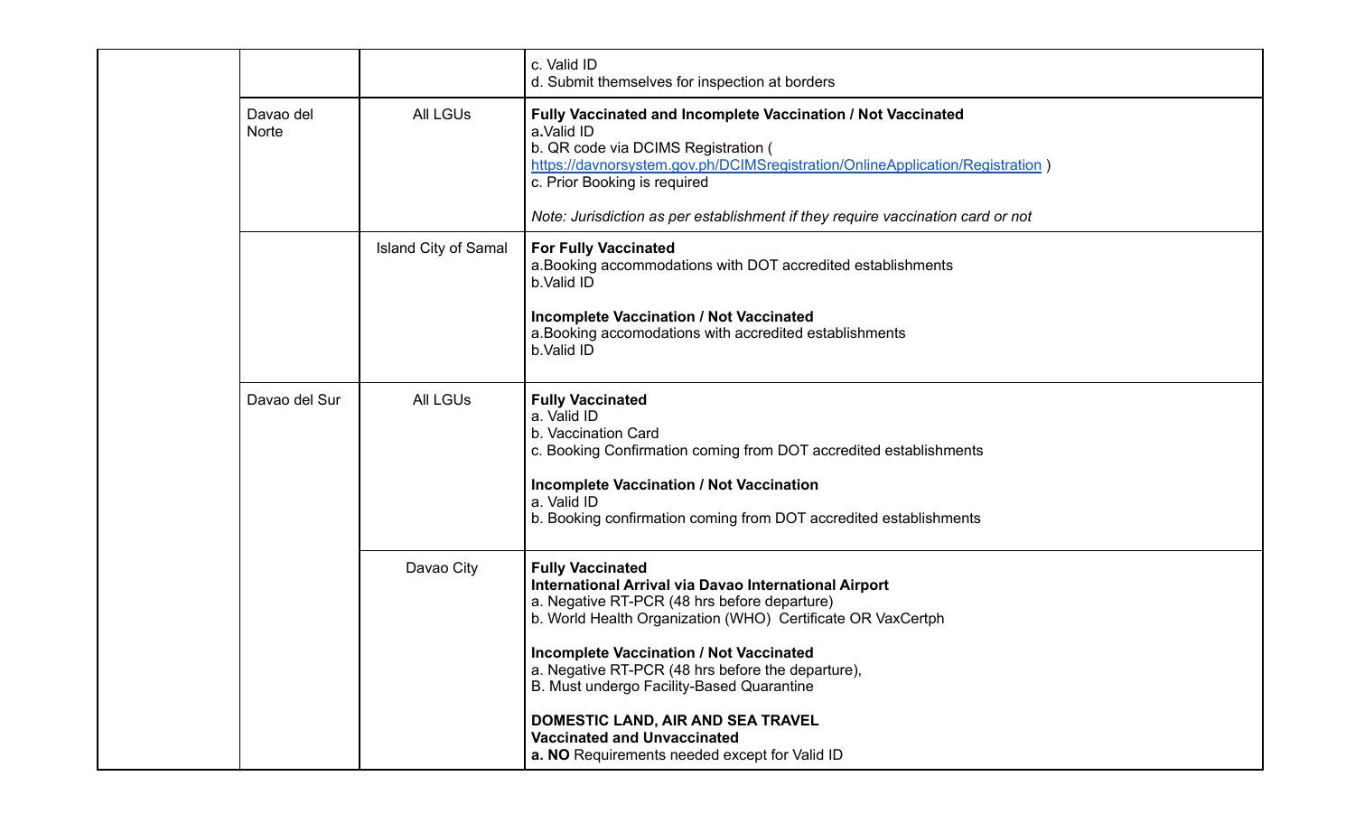| | | | |
|---|---|---|---|
| | | | c. Valid ID<br>d. Submit themselves for inspection at borders |
| | Davao del Norte | All LGUs | **Fully Vaccinated and Incomplete Vaccination / Not Vaccinated**<br>a.Valid ID<br>b. QR code via DCIMS Registration ( https://davnorsystem.gov.ph/DCIMSregistration/OnlineApplication/Registration )<br>c. Prior Booking is required<br><br>*Note: Jurisdiction as per establishment if they require vaccination card or not* |
| | | Island City of Samal | **For Fully Vaccinated**<br>a.Booking accommodations with DOT accredited establishments<br>b.Valid ID<br><br>**Incomplete Vaccination / Not Vaccinated**<br>a.Booking accomodations with accredited establishments<br>b.Valid ID |
| | Davao del Sur | All LGUs | **Fully Vaccinated**<br>a. Valid ID<br>b. Vaccination Card<br>c. Booking Confirmation coming from DOT accredited establishments<br><br>**Incomplete Vaccination / Not Vaccination**<br>a. Valid ID<br>b. Booking confirmation coming from DOT accredited establishments |
| | | Davao City | **Fully Vaccinated**<br>**International Arrival via Davao International Airport**<br>a. Negative RT-PCR (48 hrs before departure)<br>b. World Health Organization (WHO) Certificate OR VaxCertph<br><br>**Incomplete Vaccination / Not Vaccinated**<br>a. Negative RT-PCR (48 hrs before the departure),<br>B. Must undergo Facility-Based Quarantine<br><br>**DOMESTIC LAND, AIR AND SEA TRAVEL**<br>**Vaccinated and Unvaccinated**<br>**a. NO** Requirements needed except for Valid ID |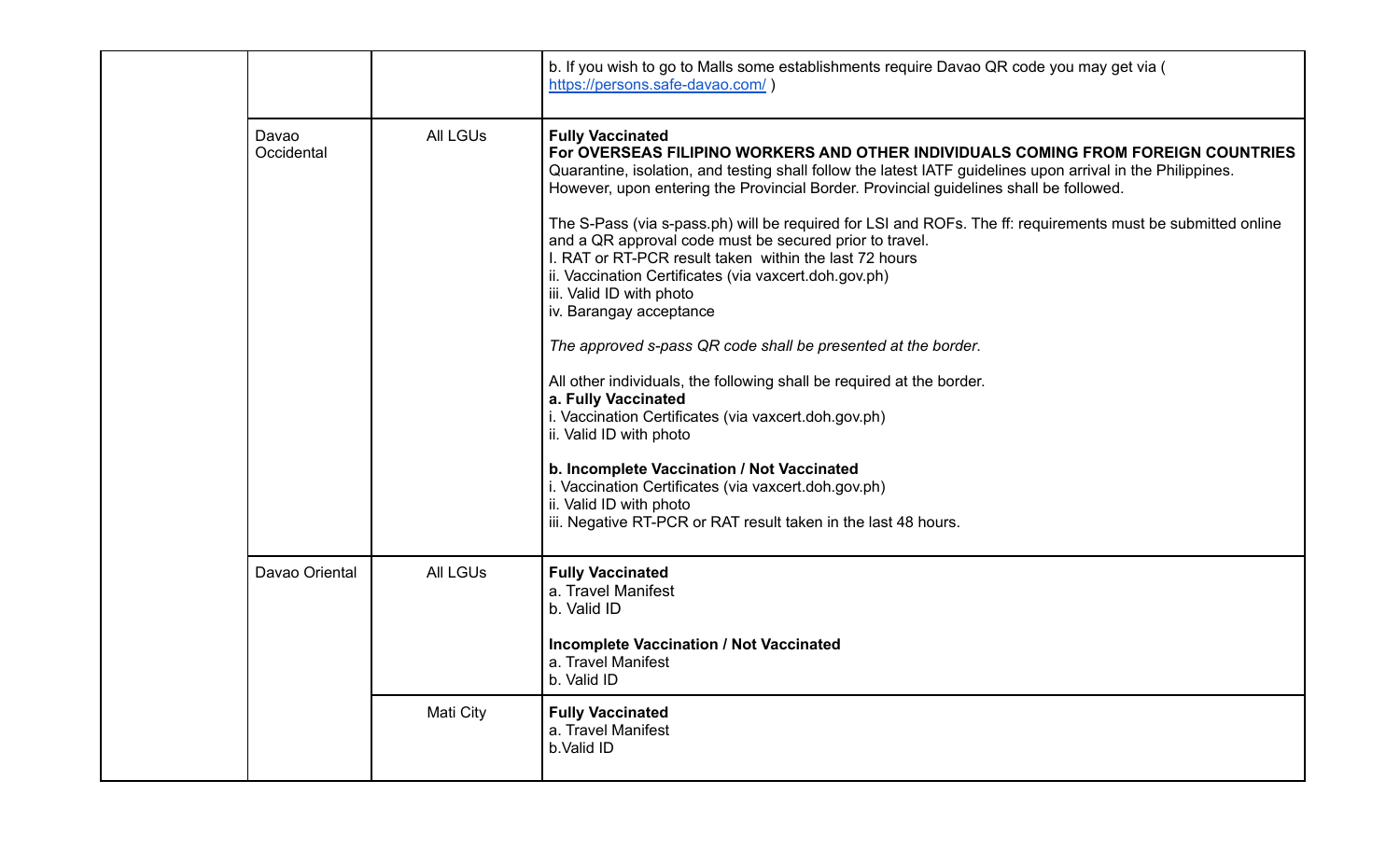| | | | |
|---|---|---|---|
| | | | b. If you wish to go to Malls some establishments require Davao QR code you may get via ( [https://persons.safe-davao.com/](https://persons.safe-davao.com/) ) |
| | Davao Occidental | All LGUs | **Fully Vaccinated**<br>**For OVERSEAS FILIPINO WORKERS AND OTHER INDIVIDUALS COMING FROM FOREIGN COUNTRIES**<br>Quarantine, isolation, and testing shall follow the latest IATF guidelines upon arrival in the Philippines. However, upon entering the Provincial Border. Provincial guidelines shall be followed.<br><br>The S-Pass (via s-pass.ph) will be required for LSI and ROFs. The ff: requirements must be submitted online and a QR approval code must be secured prior to travel.<br>I. RAT or RT-PCR result taken within the last 72 hours<br>ii. Vaccination Certificates (via vaxcert.doh.gov.ph)<br>iii. Valid ID with photo<br>iv. Barangay acceptance<br><br>*The approved s-pass QR code shall be presented at the border.*<br><br>All other individuals, the following shall be required at the border.<br>**a. Fully Vaccinated**<br>i. Vaccination Certificates (via vaxcert.doh.gov.ph)<br>ii. Valid ID with photo<br><br>**b. Incomplete Vaccination / Not Vaccinated**<br>i. Vaccination Certificates (via vaxcert.doh.gov.ph)<br>ii. Valid ID with photo<br>iii. Negative RT-PCR or RAT result taken in the last 48 hours. |
| | Davao Oriental | All LGUs | **Fully Vaccinated**<br>a. Travel Manifest<br>b. Valid ID<br><br>**Incomplete Vaccination / Not Vaccinated**<br>a. Travel Manifest<br>b. Valid ID |
| | | Mati City | **Fully Vaccinated**<br>a. Travel Manifest<br>b.Valid ID |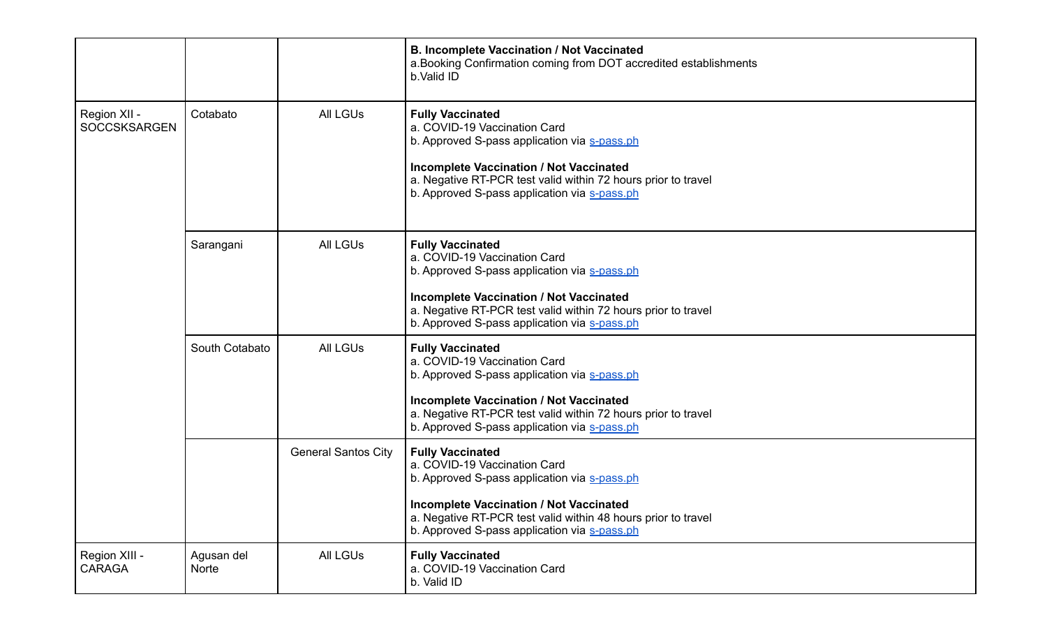| | | | |
|---|---|---|---|
| | | | **B. Incomplete Vaccination / Not Vaccinated**<br>a.Booking Confirmation coming from DOT accredited establishments<br>b.Valid ID |
| Region XII - SOCCSKSARGEN | Cotabato | All LGUs | **Fully Vaccinated**<br>a. COVID-19 Vaccination Card<br>b. Approved S-pass application via s-pass.ph<br><br>**Incomplete Vaccination / Not Vaccinated**<br>a. Negative RT-PCR test valid within 72 hours prior to travel<br>b. Approved S-pass application via s-pass.ph |
| | Sarangani | All LGUs | **Fully Vaccinated**<br>a. COVID-19 Vaccination Card<br>b. Approved S-pass application via s-pass.ph<br><br>**Incomplete Vaccination / Not Vaccinated**<br>a. Negative RT-PCR test valid within 72 hours prior to travel<br>b. Approved S-pass application via s-pass.ph |
| | South Cotabato | All LGUs | **Fully Vaccinated**<br>a. COVID-19 Vaccination Card<br>b. Approved S-pass application via s-pass.ph<br><br>**Incomplete Vaccination / Not Vaccinated**<br>a. Negative RT-PCR test valid within 72 hours prior to travel<br>b. Approved S-pass application via s-pass.ph |
| | | General Santos City | **Fully Vaccinated**<br>a. COVID-19 Vaccination Card<br>b. Approved S-pass application via s-pass.ph<br><br>**Incomplete Vaccination / Not Vaccinated**<br>a. Negative RT-PCR test valid within 48 hours prior to travel<br>b. Approved S-pass application via s-pass.ph |
| Region XIII - CARAGA | Agusan del Norte | All LGUs | **Fully Vaccinated**<br>a. COVID-19 Vaccination Card<br>b. Valid ID |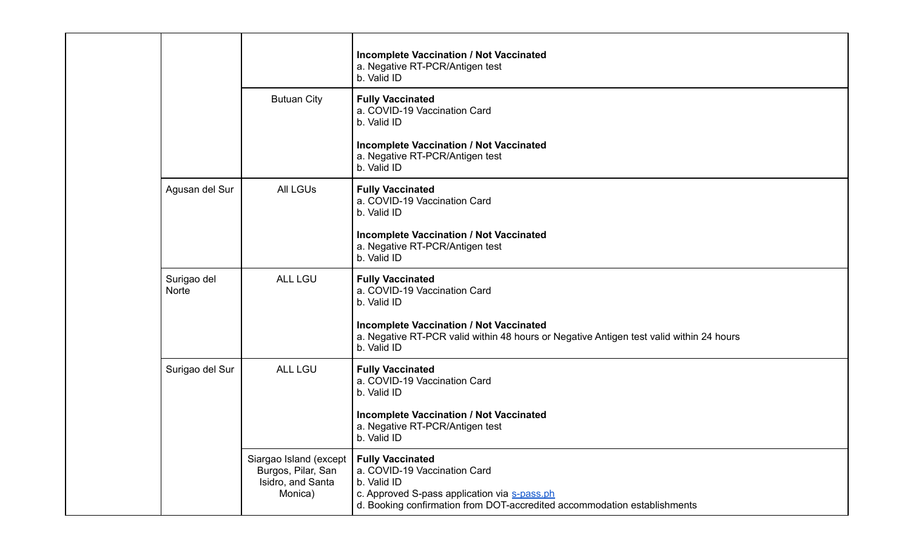| | | | |
|---|---|---|---|
| | | | **Incomplete Vaccination / Not Vaccinated**<br>a. Negative RT-PCR/Antigen test<br>b. Valid ID |
| | | Butuan City | **Fully Vaccinated**<br>a. COVID-19 Vaccination Card<br>b. Valid ID<br><br>**Incomplete Vaccination / Not Vaccinated**<br>a. Negative RT-PCR/Antigen test<br>b. Valid ID |
| | Agusan del Sur | All LGUs | **Fully Vaccinated**<br>a. COVID-19 Vaccination Card<br>b. Valid ID<br><br>**Incomplete Vaccination / Not Vaccinated**<br>a. Negative RT-PCR/Antigen test<br>b. Valid ID |
| | Surigao del Norte | ALL LGU | **Fully Vaccinated**<br>a. COVID-19 Vaccination Card<br>b. Valid ID<br><br>**Incomplete Vaccination / Not Vaccinated**<br>a. Negative RT-PCR valid within 48 hours or Negative Antigen test valid within 24 hours<br>b. Valid ID |
| | Surigao del Sur | ALL LGU | **Fully Vaccinated**<br>a. COVID-19 Vaccination Card<br>b. Valid ID<br><br>**Incomplete Vaccination / Not Vaccinated**<br>a. Negative RT-PCR/Antigen test<br>b. Valid ID |
| | | Siargao Island (except Burgos, Pilar, San Isidro, and Santa Monica) | **Fully Vaccinated**<br>a. COVID-19 Vaccination Card<br>b. Valid ID<br>c. Approved S-pass application via [s-pass.ph](s-pass.ph)<br>d. Booking confirmation from DOT-accredited accommodation establishments |